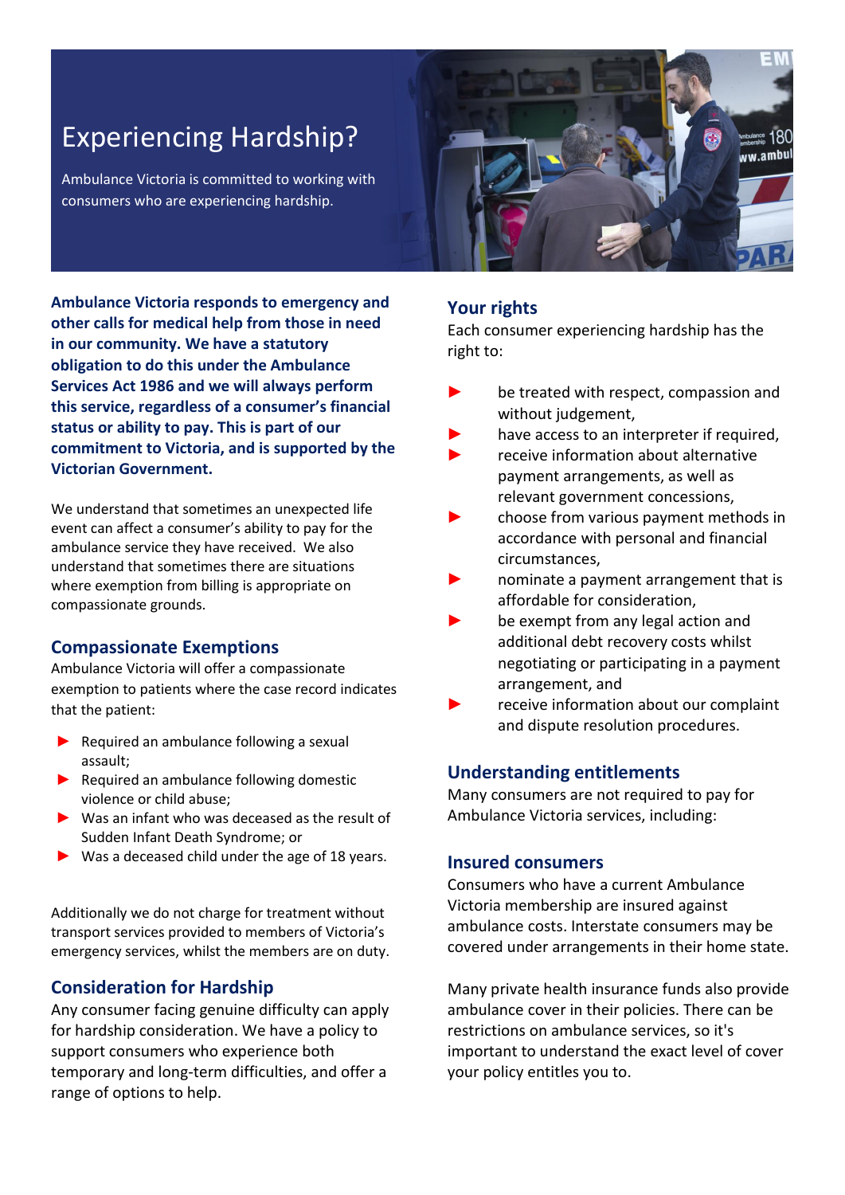# Experiencing Hardship?

Ambulance Victoria is committed to working with consumers who are experiencing hardship.

**Ambulance Victoria responds to emergency and other calls for medical help from those in need in our community. We have a statutory obligation to do this under the Ambulance Services Act 1986 and we will always perform this service, regardless of a consumer's financial status or ability to pay. This is part of our commitment to Victoria, and is supported by the Victorian Government.**

We understand that sometimes an unexpected life event can affect a consumer's ability to pay for the ambulance service they have received. We also understand that sometimes there are situations where exemption from billing is appropriate on compassionate grounds.

## Compassionate Exemptions

Ambulance Victoria will offer a compassionate exemption to patients where the case record indicates that the patient:

- Required an ambulance following a sexual assault;
- Required an ambulance following domestic violence or child abuse;
- Was an infant who was deceased as the result of Sudden Infant Death Syndrome; or
- Was a deceased child under the age of 18 years.

Additionally we do not charge for treatment without transport services provided to members of Victoria's emergency services, whilst the members are on duty.

## Consideration for Hardship

Any consumer facing genuine difficulty can apply for hardship consideration. We have a policy to support consumers who experience both temporary and long-term difficulties, and offer a range of options to help.

## Your rights

Each consumer experiencing hardship has the right to:

- be treated with respect, compassion and without judgement,
- have access to an interpreter if required,
- receive information about alternative payment arrangements, as well as relevant government concessions,
- choose from various payment methods in accordance with personal and financial circumstances,
- nominate a payment arrangement that is affordable for consideration,
- be exempt from any legal action and additional debt recovery costs whilst negotiating or participating in a payment arrangement, and
- receive information about our complaint and dispute resolution procedures.

## Understanding entitlements

Many consumers are not required to pay for Ambulance Victoria services, including:

## Insured consumers

Consumers who have a current Ambulance Victoria membership are insured against ambulance costs. Interstate consumers may be covered under arrangements in their home state.

Many private health insurance funds also provide ambulance cover in their policies. There can be restrictions on ambulance services, so it's important to understand the exact level of cover your policy entitles you to.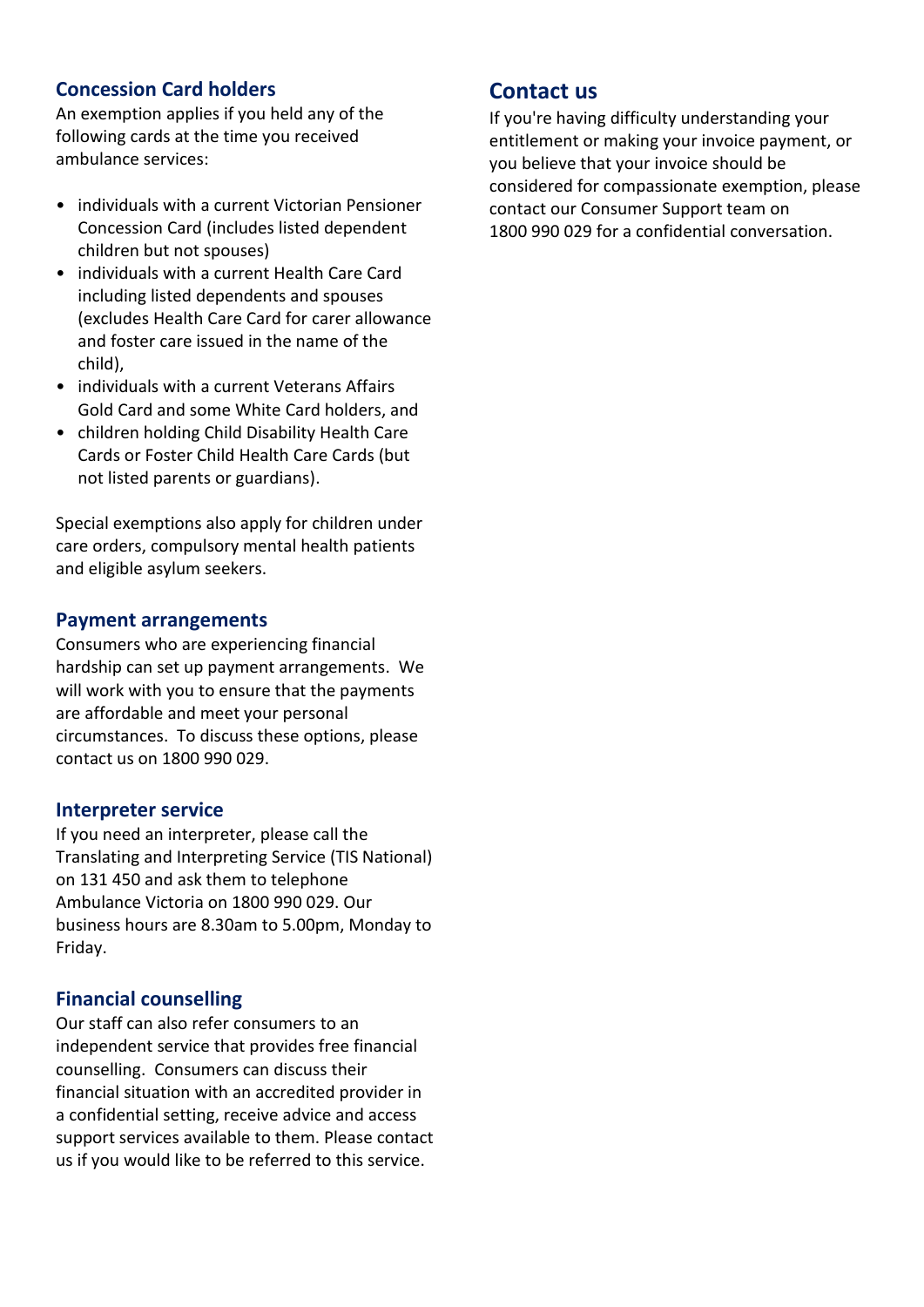### Concession Card holders

An exemption applies if you held any of the following cards at the time you received ambulance services:

- individuals with a current Victorian Pensioner Concession Card (includes listed dependent children but not spouses)
- individuals with a current Health Care Card including listed dependents and spouses (excludes Health Care Card for carer allowance and foster care issued in the name of the child),
- individuals with a current Veterans Affairs Gold Card and some White Card holders, and
- children holding Child Disability Health Care Cards or Foster Child Health Care Cards (but not listed parents or guardians).

Special exemptions also apply for children under care orders, compulsory mental health patients and eligible asylum seekers.

### Payment arrangements

Consumers who are experiencing financial hardship can set up payment arrangements. We will work with you to ensure that the payments are affordable and meet your personal circumstances. To discuss these options, please contact us on 1800 990 029.

### Interpreter service

If you need an interpreter, please call the Translating and Interpreting Service (TIS National) on 131 450 and ask them to telephone Ambulance Victoria on 1800 990 029. Our business hours are 8.30am to 5.00pm, Monday to Friday.

### Financial counselling

Our staff can also refer consumers to an independent service that provides free financial counselling. Consumers can discuss their financial situation with an accredited provider in a confidential setting, receive advice and access support services available to them. Please contact us if you would like to be referred to this service.

## Contact us

If you're having difficulty understanding your entitlement or making your invoice payment, or you believe that your invoice should be considered for compassionate exemption, please contact our Consumer Support team on 1800 990 029 for a confidential conversation.